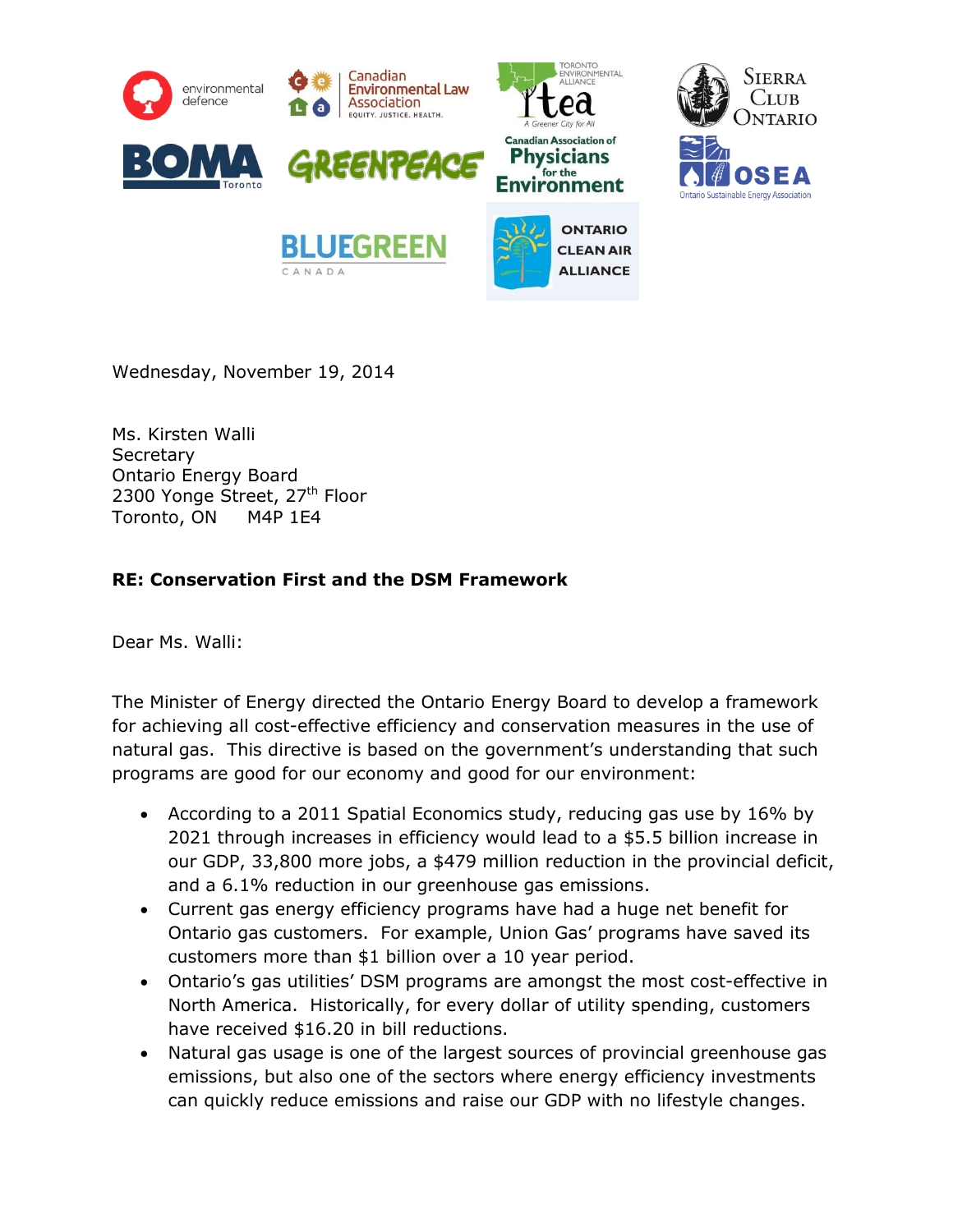Wednesday, November 19, 2014

Ms. Kirsten Walli
Secretary
Ontario Energy Board
2300 Yonge Street, 27th Floor
Toronto, ON M4P 1E4

**RE: Conservation First and the DSM Framework**

Dear Ms. Walli:

The Minister of Energy directed the Ontario Energy Board to develop a framework for achieving all cost-effective efficiency and conservation measures in the use of natural gas. This directive is based on the government's understanding that such programs are good for our economy and good for our environment:

- According to a 2011 Spatial Economics study, reducing gas use by 16% by 2021 through increases in efficiency would lead to a $5.5 billion increase in our GDP, 33,800 more jobs, a $479 million reduction in the provincial deficit, and a 6.1% reduction in our greenhouse gas emissions.
- Current gas energy efficiency programs have had a huge net benefit for Ontario gas customers. For example, Union Gas' programs have saved its customers more than $1 billion over a 10 year period.
- Ontario's gas utilities' DSM programs are amongst the most cost-effective in North America. Historically, for every dollar of utility spending, customers have received $16.20 in bill reductions.
- Natural gas usage is one of the largest sources of provincial greenhouse gas emissions, but also one of the sectors where energy efficiency investments can quickly reduce emissions and raise our GDP with no lifestyle changes.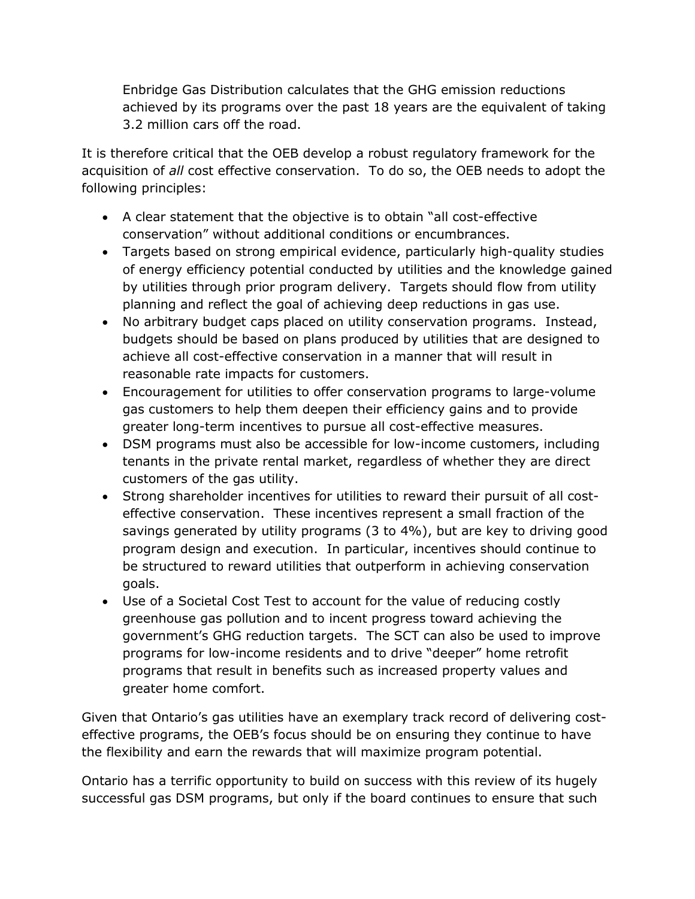Enbridge Gas Distribution calculates that the GHG emission reductions achieved by its programs over the past 18 years are the equivalent of taking 3.2 million cars off the road.

It is therefore critical that the OEB develop a robust regulatory framework for the acquisition of *all* cost effective conservation. To do so, the OEB needs to adopt the following principles:

- A clear statement that the objective is to obtain "all cost-effective conservation" without additional conditions or encumbrances.
- Targets based on strong empirical evidence, particularly high-quality studies of energy efficiency potential conducted by utilities and the knowledge gained by utilities through prior program delivery. Targets should flow from utility planning and reflect the goal of achieving deep reductions in gas use.
- No arbitrary budget caps placed on utility conservation programs. Instead, budgets should be based on plans produced by utilities that are designed to achieve all cost-effective conservation in a manner that will result in reasonable rate impacts for customers.
- Encouragement for utilities to offer conservation programs to large-volume gas customers to help them deepen their efficiency gains and to provide greater long-term incentives to pursue all cost-effective measures.
- DSM programs must also be accessible for low-income customers, including tenants in the private rental market, regardless of whether they are direct customers of the gas utility.
- Strong shareholder incentives for utilities to reward their pursuit of all cost-effective conservation. These incentives represent a small fraction of the savings generated by utility programs (3 to 4%), but are key to driving good program design and execution. In particular, incentives should continue to be structured to reward utilities that outperform in achieving conservation goals.
- Use of a Societal Cost Test to account for the value of reducing costly greenhouse gas pollution and to incent progress toward achieving the government's GHG reduction targets. The SCT can also be used to improve programs for low-income residents and to drive "deeper" home retrofit programs that result in benefits such as increased property values and greater home comfort.

Given that Ontario's gas utilities have an exemplary track record of delivering cost-effective programs, the OEB's focus should be on ensuring they continue to have the flexibility and earn the rewards that will maximize program potential.

Ontario has a terrific opportunity to build on success with this review of its hugely successful gas DSM programs, but only if the board continues to ensure that such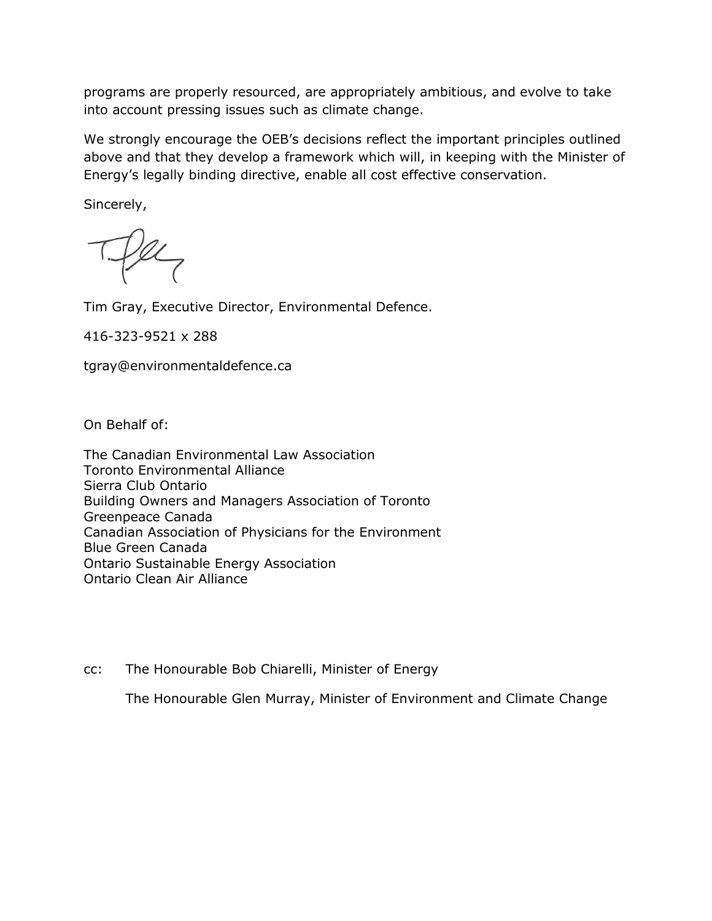programs are properly resourced, are appropriately ambitious, and evolve to take into account pressing issues such as climate change.

We strongly encourage the OEB's decisions reflect the important principles outlined above and that they develop a framework which will, in keeping with the Minister of Energy's legally binding directive, enable all cost effective conservation.

Sincerely,

Tim Gray, Executive Director, Environmental Defence.

416-323-9521 x 288

tgray@environmentaldefence.ca

On Behalf of:

The Canadian Environmental Law Association
Toronto Environmental Alliance
Sierra Club Ontario
Building Owners and Managers Association of Toronto
Greenpeace Canada
Canadian Association of Physicians for the Environment
Blue Green Canada
Ontario Sustainable Energy Association
Ontario Clean Air Alliance

cc: The Honourable Bob Chiarelli, Minister of Energy

The Honourable Glen Murray, Minister of Environment and Climate Change